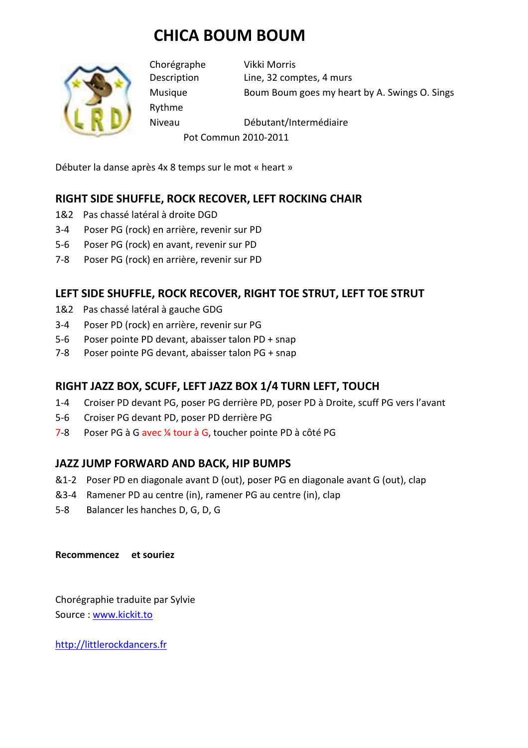# CHICA BOUM BOUM

| | |
|---|---|
| Chorégraphe | Vikki Morris |
| Description | Line, 32 comptes, 4 murs |
| Musique | Boum Boum goes my heart by A. Swings O. Sings |
| Rythme | |
| Niveau | Débutant/Intermédiaire |

Pot Commun 2010-2011

Débuter la danse après 4x 8 temps sur le mot « heart »

## RIGHT SIDE SHUFFLE, ROCK RECOVER, LEFT ROCKING CHAIR

1&2 Pas chassé latéral à droite DGD
3-4 Poser PG (rock) en arrière, revenir sur PD
5-6 Poser PG (rock) en avant, revenir sur PD
7-8 Poser PG (rock) en arrière, revenir sur PD

## LEFT SIDE SHUFFLE, ROCK RECOVER, RIGHT TOE STRUT, LEFT TOE STRUT

1&2 Pas chassé latéral à gauche GDG
3-4 Poser PD (rock) en arrière, revenir sur PG
5-6 Poser pointe PD devant, abaisser talon PD + snap
7-8 Poser pointe PG devant, abaisser talon PG + snap

## RIGHT JAZZ BOX, SCUFF, LEFT JAZZ BOX 1/4 TURN LEFT, TOUCH

1-4 Croiser PD devant PG, poser PG derrière PD, poser PD à Droite, scuff PG vers l'avant
5-6 Croiser PG devant PD, poser PD derrière PG
7-8 Poser PG à G avec ¼ tour à G, toucher pointe PD à côté PG

## JAZZ JUMP FORWARD AND BACK, HIP BUMPS

&1-2 Poser PD en diagonale avant D (out), poser PG en diagonale avant G (out), clap
&3-4 Ramener PD au centre (in), ramener PG au centre (in), clap
5-8 Balancer les hanches D, G, D, G

**Recommencez et souriez**

Chorégraphie traduite par Sylvie
Source : [www.kickit.to](http://www.kickit.to)

[http://littlerockdancers.fr](http://littlerockdancers.fr)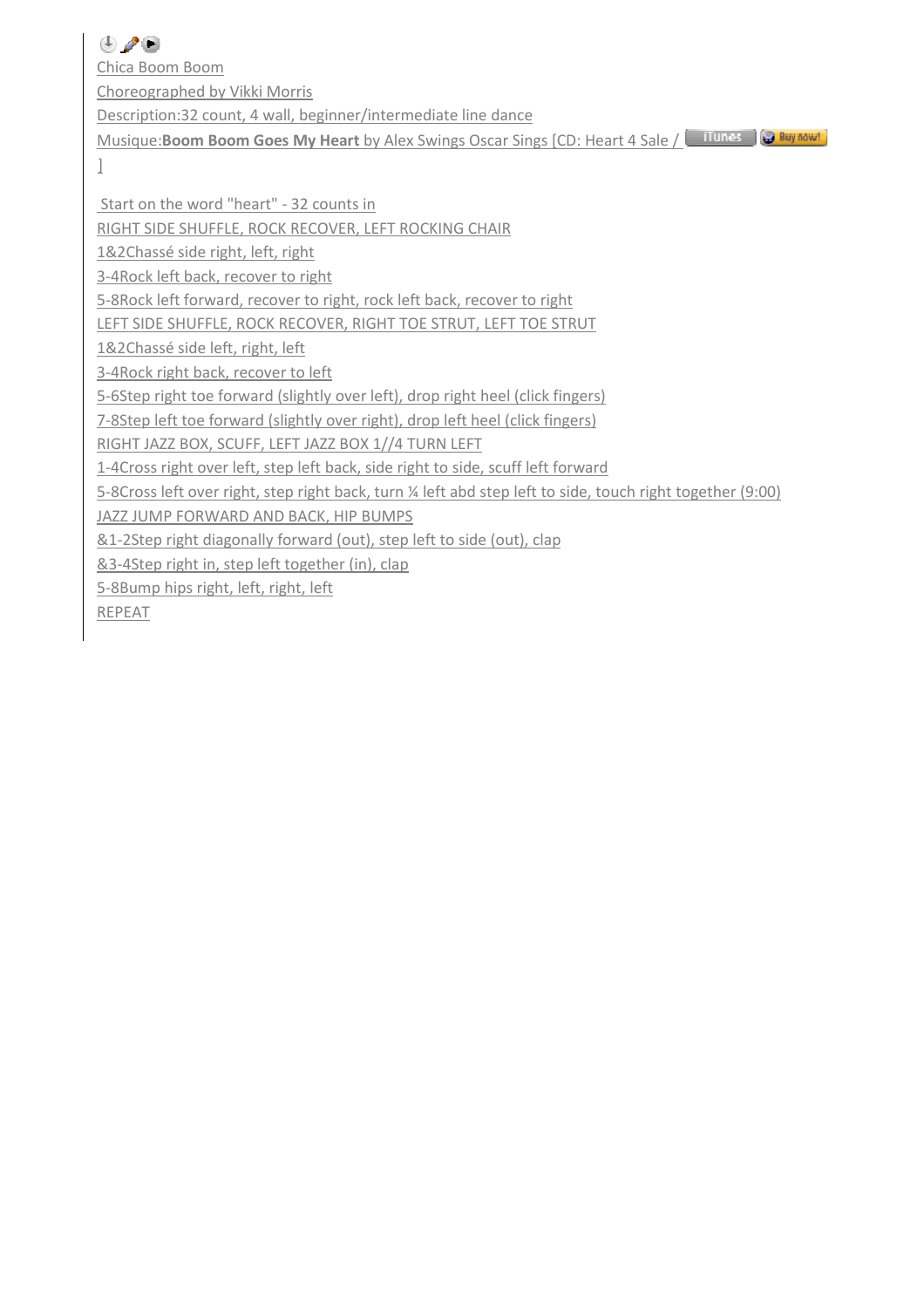Chica Boom Boom

Choreographed by Vikki Morris

Description:32 count, 4 wall, beginner/intermediate line dance

Musique:**Boom Boom Goes My Heart** by Alex Swings Oscar Sings [CD: Heart 4 Sale / ]

Start on the word "heart" - 32 counts in

RIGHT SIDE SHUFFLE, ROCK RECOVER, LEFT ROCKING CHAIR

1&2Chassé side right, left, right

3-4Rock left back, recover to right

5-8Rock left forward, recover to right, rock left back, recover to right

LEFT SIDE SHUFFLE, ROCK RECOVER, RIGHT TOE STRUT, LEFT TOE STRUT

1&2Chassé side left, right, left

3-4Rock right back, recover to left

5-6Step right toe forward (slightly over left), drop right heel (click fingers)

7-8Step left toe forward (slightly over right), drop left heel (click fingers)

RIGHT JAZZ BOX, SCUFF, LEFT JAZZ BOX 1//4 TURN LEFT

1-4Cross right over left, step left back, side right to side, scuff left forward

5-8Cross left over right, step right back, turn ¼ left abd step left to side, touch right together (9:00)

JAZZ JUMP FORWARD AND BACK, HIP BUMPS

&1-2Step right diagonally forward (out), step left to side (out), clap

&3-4Step right in, step left together (in), clap

5-8Bump hips right, left, right, left

REPEAT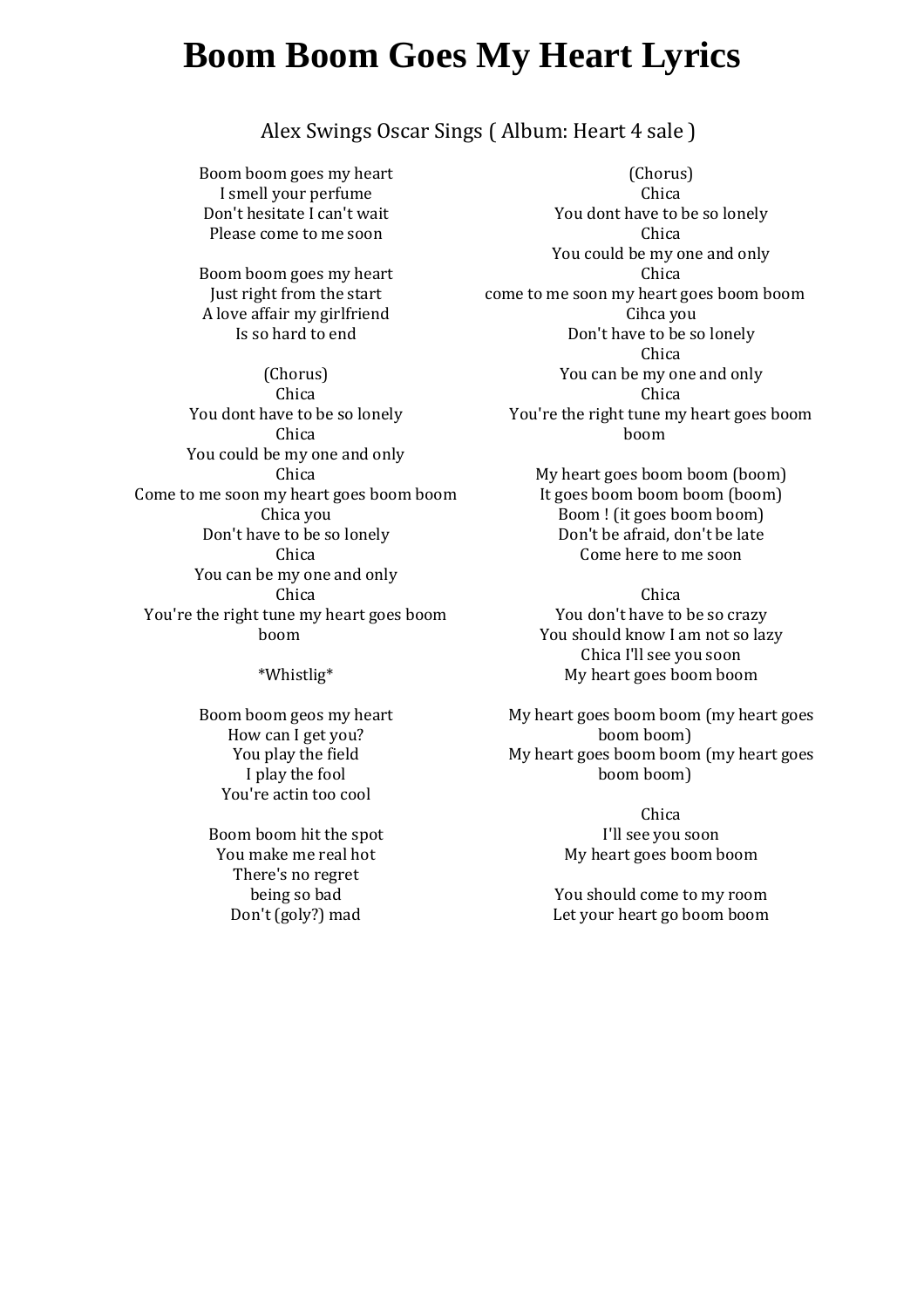# Boom Boom Goes My Heart Lyrics

Alex Swings Oscar Sings ( Album: Heart 4 sale )

Boom boom goes my heart
I smell your perfume
Don't hesitate I can't wait
Please come to me soon

Boom boom goes my heart
Just right from the start
A love affair my girlfriend
Is so hard to end

(Chorus)
Chica
You dont have to be so lonely
Chica
You could be my one and only
Chica
Come to me soon my heart goes boom boom
Chica you
Don't have to be so lonely
Chica
You can be my one and only
Chica
You're the right tune my heart goes boom boom

*Whistlig*

Boom boom geos my heart
How can I get you?
You play the field
I play the fool
You're actin too cool

Boom boom hit the spot
You make me real hot
There's no regret
being so bad
Don't (goly?) mad

(Chorus)
Chica
You dont have to be so lonely
Chica
You could be my one and only
Chica
come to me soon my heart goes boom boom
Cihca you
Don't have to be so lonely
Chica
You can be my one and only
Chica
You're the right tune my heart goes boom boom

My heart goes boom boom (boom)
It goes boom boom boom (boom)
Boom ! (it goes boom boom)
Don't be afraid, don't be late
Come here to me soon

Chica
You don't have to be so crazy
You should know I am not so lazy
Chica I'll see you soon
My heart goes boom boom

My heart goes boom boom (my heart goes boom boom)
My heart goes boom boom (my heart goes boom boom)

Chica
I'll see you soon
My heart goes boom boom

You should come to my room
Let your heart go boom boom